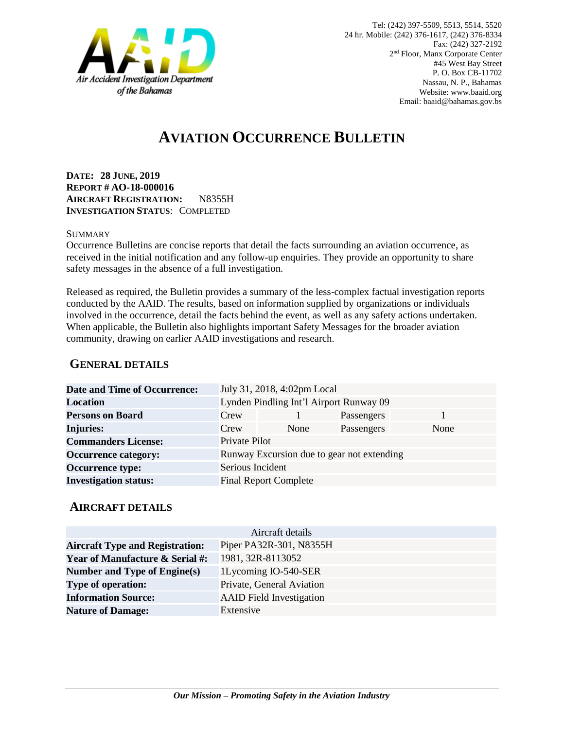Air Accident Investigation Department of the Bahamas

Tel: (242) 397-5509, 5513, 5514, 5520
24 hr. Mobile: (242) 376-1617, (242) 376-8334
Fax: (242) 327-2192
2nd Floor, Manx Corporate Center
#45 West Bay Street
P. O. Box CB-11702
Nassau, N. P., Bahamas
Website: www.baaid.org
Email: baaid@bahamas.gov.bs

# AVIATION OCCURRENCE BULLETIN

**DATE: 28 JUNE, 2019**
**REPORT # AO-18-000016**
**AIRCRAFT REGISTRATION:** N8355H
**INVESTIGATION STATUS**: COMPLETED

SUMMARY

Occurrence Bulletins are concise reports that detail the facts surrounding an aviation occurrence, as received in the initial notification and any follow-up enquiries. They provide an opportunity to share safety messages in the absence of a full investigation.

Released as required, the Bulletin provides a summary of the less-complex factual investigation reports conducted by the AAID. The results, based on information supplied by organizations or individuals involved in the occurrence, detail the facts behind the event, as well as any safety actions undertaken. When applicable, the Bulletin also highlights important Safety Messages for the broader aviation community, drawing on earlier AAID investigations and research.

## GENERAL DETAILS

| | | | | |
|---|---|---|---|---|
| **Date and Time of Occurrence:** | July 31, 2018, 4:02pm Local | | | |
| **Location** | Lynden Pindling Int'l Airport Runway 09 | | | |
| **Persons on Board** | Crew | 1 | Passengers | 1 |
| **Injuries:** | Crew | None | Passengers | None |
| **Commanders License:** | Private Pilot | | | |
| **Occurrence category:** | Runway Excursion due to gear not extending | | | |
| **Occurrence type:** | Serious Incident | | | |
| **Investigation status:** | Final Report Complete | | | |

## AIRCRAFT DETAILS

| Aircraft details | |
|---|---|
| **Aircraft Type and Registration:** | Piper PA32R-301, N8355H |
| **Year of Manufacture & Serial #:** | 1981, 32R-8113052 |
| **Number and Type of Engine(s)** | 1Lycoming IO-540-SER |
| **Type of operation:** | Private, General Aviation |
| **Information Source:** | AAID Field Investigation |
| **Nature of Damage:** | Extensive |

***Our Mission – Promoting Safety in the Aviation Industry***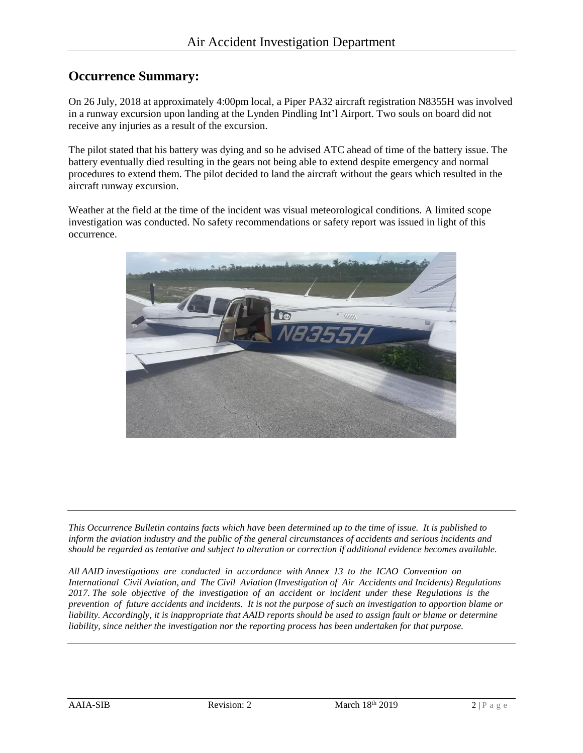## Occurrence Summary:

On 26 July, 2018 at approximately 4:00pm local, a Piper PA32 aircraft registration N8355H was involved in a runway excursion upon landing at the Lynden Pindling Int'l Airport. Two souls on board did not receive any injuries as a result of the excursion.

The pilot stated that his battery was dying and so he advised ATC ahead of time of the battery issue. The battery eventually died resulting in the gears not being able to extend despite emergency and normal procedures to extend them. The pilot decided to land the aircraft without the gears which resulted in the aircraft runway excursion.

Weather at the field at the time of the incident was visual meteorological conditions. A limited scope investigation was conducted. No safety recommendations or safety report was issued in light of this occurrence.

---

*This Occurrence Bulletin contains facts which have been determined up to the time of issue. It is published to inform the aviation industry and the public of the general circumstances of accidents and serious incidents and should be regarded as tentative and subject to alteration or correction if additional evidence becomes available.*

*All AAID investigations are conducted in accordance with Annex 13 to the ICAO Convention on International Civil Aviation, and The Civil Aviation (Investigation of Air Accidents and Incidents) Regulations 2017. The sole objective of the investigation of an accident or incident under these Regulations is the prevention of future accidents and incidents. It is not the purpose of such an investigation to apportion blame or liability. Accordingly, it is inappropriate that AAID reports should be used to assign fault or blame or determine liability, since neither the investigation nor the reporting process has been undertaken for that purpose.*